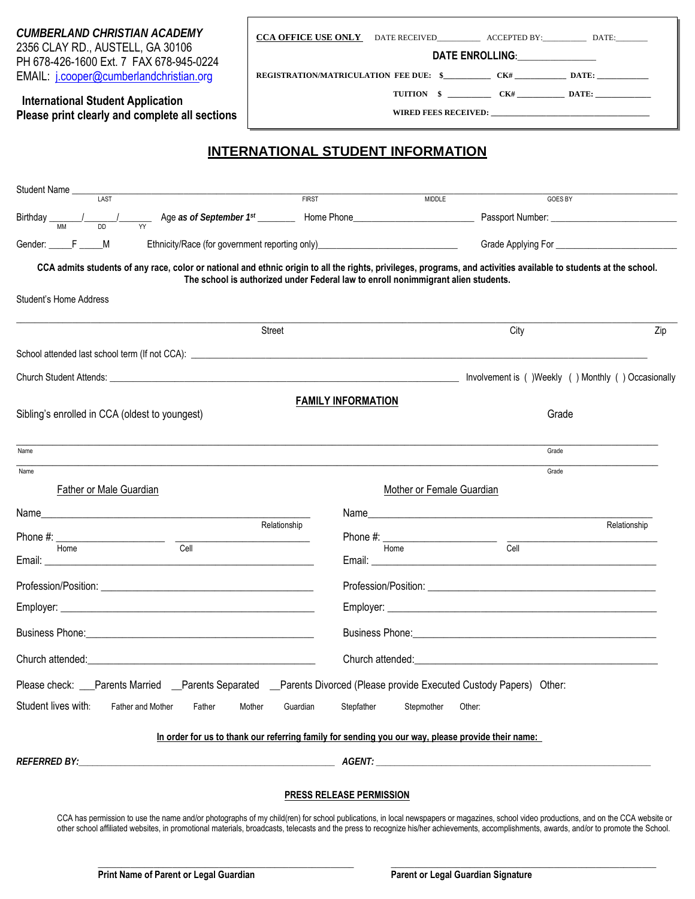***CUMBERLAND CHRISTIAN ACADEMY***
2356 CLAY RD., AUSTELL, GA 30106
PH 678-426-1600 Ext. 7 FAX 678-945-0224
EMAIL: j.cooper@cumberlandchristian.org

**International Student Application**
**Please print clearly and complete all sections**

**CCA OFFICE USE ONLY** DATE RECEIVED__________ ACCEPTED BY:__________ DATE:________

**DATE ENROLLING**:________________

**REGISTRATION/MATRICULATION FEE DUE: $___________ CK# ____________ DATE: ____________**

**TUITION $ __________ CK# ___________ DATE: ______________**

**WIRED FEES RECEIVED: ______________________________________**

## INTERNATIONAL STUDENT INFORMATION

Student Name ________________________________________________________________________________
LAST FIRST MIDDLE GOES BY

Birthday ______/______/_______ Age ***as of September 1st*** ________ Home Phone_________________________ Passport Number: __________________________
MM DD YY

Gender: _____F _____M Ethnicity/Race (for government reporting only)____________________________ Grade Applying For __________________________

**CCA admits students of any race, color or national and ethnic origin to all the rights, privileges, programs, and activities available to students at the school. The school is authorized under Federal law to enroll nonimmigrant alien students.**

Student's Home Address

________________________________________________________________________________
Street City Zip

School attended last school term (If not CCA): ______________________________________________________________

Church Student Attends: ______________________________________________ Involvement is ( )Weekly ( ) Monthly ( ) Occasionally

### FAMILY INFORMATION

Sibling's enrolled in CCA (oldest to youngest) Grade

________________________________________________________________________________
Name Grade

________________________________________________________________________________
Name Grade

**Father or Male Guardian**

Name_____________________________________________________
Relationship

Phone #: ____________________ __________________________
Home Cell

Email: _____________________________________________________

Profession/Position: __________________________________________

Employer: __________________________________________________

Business Phone:_____________________________________________

Church attended:____________________________________________

**Mother or Female Guardian**

Name_____________________________________________________
Relationship

Phone #: ____________________ __________________________
Home Cell

Email: _____________________________________________________

Profession/Position: __________________________________________

Employer: __________________________________________________

Business Phone:_____________________________________________

Church attended:____________________________________________

Please check: ___Parents Married __Parents Separated __Parents Divorced (Please provide Executed Custody Papers) Other:

Student lives with: Father and Mother Father Mother Guardian Stepfather Stepmother Other:

**In order for us to thank our referring family for sending you our way, please provide their name:**

***REFERRED BY:***_____________________________________________ ***AGENT:*** _____________________________________________

### PRESS RELEASE PERMISSION

CCA has permission to use the name and/or photographs of my child(ren) for school publications, in local newspapers or magazines, school video productions, and on the CCA website or other school affiliated websites, in promotional materials, broadcasts, telecasts and the press to recognize his/her achievements, accomplishments, awards, and/or to promote the School.

_______________________________________ _______________________________________
**Print Name of Parent or Legal Guardian** **Parent or Legal Guardian Signature**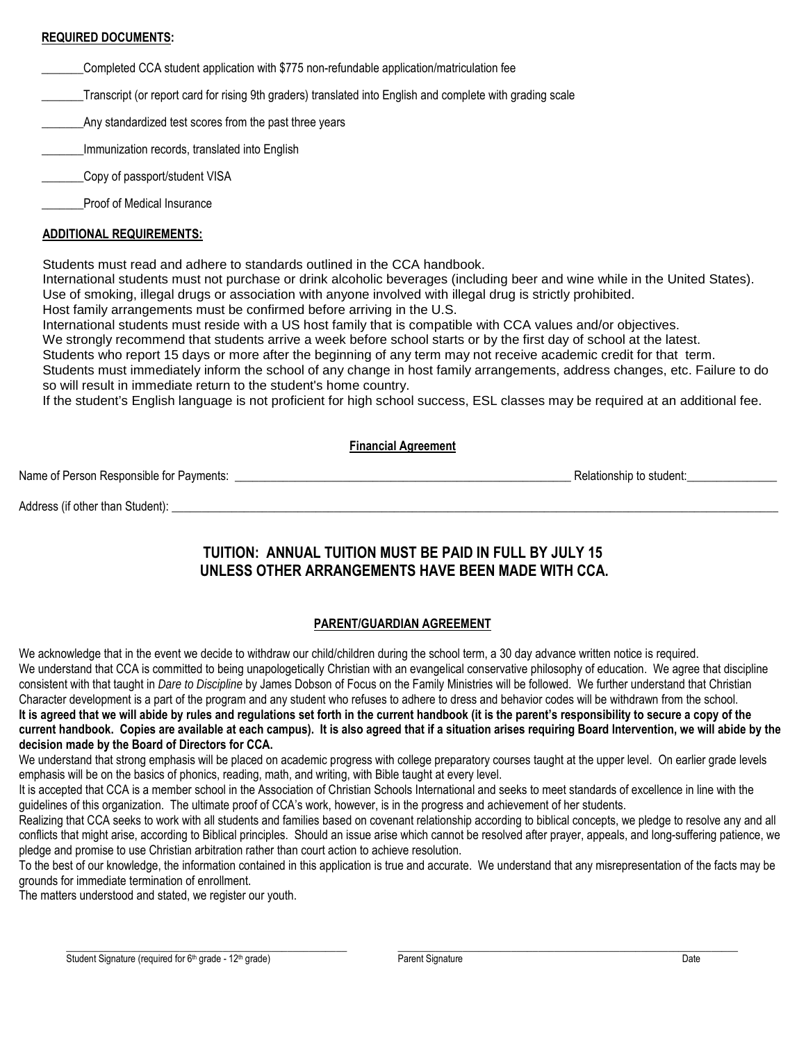**REQUIRED DOCUMENTS:**

_______Completed CCA student application with $775 non-refundable application/matriculation fee

_______Transcript (or report card for rising 9th graders) translated into English and complete with grading scale

_______Any standardized test scores from the past three years

_______Immunization records, translated into English

_______Copy of passport/student VISA

_______Proof of Medical Insurance

**ADDITIONAL REQUIREMENTS:**

Students must read and adhere to standards outlined in the CCA handbook.
International students must not purchase or drink alcoholic beverages (including beer and wine while in the United States).
Use of smoking, illegal drugs or association with anyone involved with illegal drug is strictly prohibited.
Host family arrangements must be confirmed before arriving in the U.S.
International students must reside with a US host family that is compatible with CCA values and/or objectives.
We strongly recommend that students arrive a week before school starts or by the first day of school at the latest.
Students who report 15 days or more after the beginning of any term may not receive academic credit for that term.
Students must immediately inform the school of any change in host family arrangements, address changes, etc. Failure to do so will result in immediate return to the student's home country.
If the student's English language is not proficient for high school success, ESL classes may be required at an additional fee.

**Financial Agreement**

Name of Person Responsible for Payments: ____________________________________________________________ Relationship to student:_______________

Address (if other than Student): ______________________________________________________________________________________________________

## TUITION: ANNUAL TUITION MUST BE PAID IN FULL BY JULY 15 UNLESS OTHER ARRANGEMENTS HAVE BEEN MADE WITH CCA.

**PARENT/GUARDIAN AGREEMENT**

We acknowledge that in the event we decide to withdraw our child/children during the school term, a 30 day advance written notice is required.
We understand that CCA is committed to being unapologetically Christian with an evangelical conservative philosophy of education. We agree that discipline consistent with that taught in *Dare to Discipline* by James Dobson of Focus on the Family Ministries will be followed. We further understand that Christian Character development is a part of the program and any student who refuses to adhere to dress and behavior codes will be withdrawn from the school.
**It is agreed that we will abide by rules and regulations set forth in the current handbook (it is the parent's responsibility to secure a copy of the current handbook. Copies are available at each campus). It is also agreed that if a situation arises requiring Board Intervention, we will abide by the decision made by the Board of Directors for CCA.**
We understand that strong emphasis will be placed on academic progress with college preparatory courses taught at the upper level. On earlier grade levels emphasis will be on the basics of phonics, reading, math, and writing, with Bible taught at every level.
It is accepted that CCA is a member school in the Association of Christian Schools International and seeks to meet standards of excellence in line with the guidelines of this organization. The ultimate proof of CCA's work, however, is in the progress and achievement of her students.
Realizing that CCA seeks to work with all students and families based on covenant relationship according to biblical concepts, we pledge to resolve any and all conflicts that might arise, according to Biblical principles. Should an issue arise which cannot be resolved after prayer, appeals, and long-suffering patience, we pledge and promise to use Christian arbitration rather than court action to achieve resolution.
To the best of our knowledge, the information contained in this application is true and accurate. We understand that any misrepresentation of the facts may be grounds for immediate termination of enrollment.
The matters understood and stated, we register our youth.

_______________________________________________ _________________________________________________________

Student Signature (required for 6th grade - 12th grade) Parent Signature Date